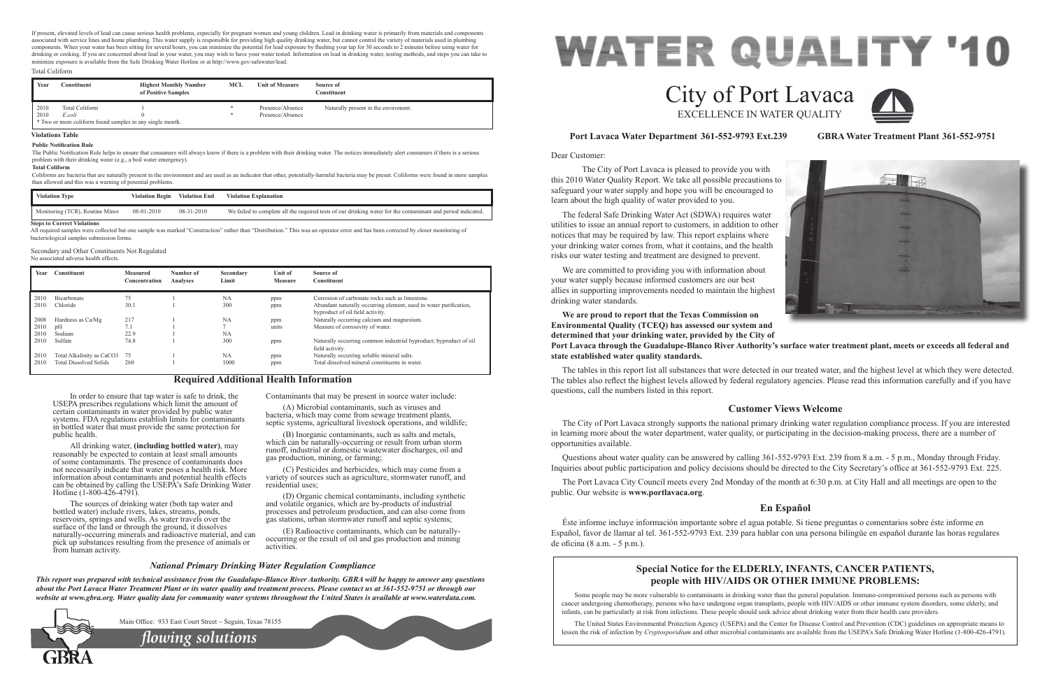# WATER QUALITY '10

# City of Port Lavaca

EXCELLENCE IN WATER QUALITY

**Port Lavaca Water Department 361-552-9793 Ext.239** **GBRA Water Treatment Plant 361-552-9751**

Dear Customer:

The City of Port Lavaca is pleased to provide you with this 2010 Water Quality Report. We take all possible precautions to safeguard your water supply and hope you will be encouraged to learn about the high quality of water provided to you.

The federal Safe Drinking Water Act (SDWA) requires water utilities to issue an annual report to customers, in addition to other notices that may be required by law. This report explains where your drinking water comes from, what it contains, and the health risks our water testing and treatment are designed to prevent.

We are committed to providing you with information about your water supply because informed customers are our best allies in supporting improvements needed to maintain the highest drinking water standards.

**We are proud to report that the Texas Commission on Environmental Quality (TCEQ) has assessed our system and determined that your drinking water, provided by the City of Port Lavaca through the Guadalupe-Blanco River Authority's surface water treatment plant, meets or exceeds all federal and state established water quality standards.**

The tables in this report list all substances that were detected in our treated water, and the highest level at which they were detected. The tables also reflect the highest levels allowed by federal regulatory agencies. Please read this information carefully and if you have questions, call the numbers listed in this report.

## Customer Views Welcome

The City of Port Lavaca strongly supports the national primary drinking water regulation compliance process. If you are interested in learning more about the water department, water quality, or participating in the decision-making process, there are a number of opportunities available.

Questions about water quality can be answered by calling 361-552-9793 Ext. 239 from 8 a.m. - 5 p.m., Monday through Friday. Inquiries about public participation and policy decisions should be directed to the City Secretary's office at 361-552-9793 Ext. 225.

The Port Lavaca City Council meets every 2nd Monday of the month at 6:30 p.m. at City Hall and all meetings are open to the public. Our website is **www.portlavaca.org**.

## En Español

Éste informe incluye información importante sobre el agua potable. Si tiene preguntas o comentarios sobre éste informe en Español, favor de llamar al tel. 361-552-9751 Ext. 239 para hablar con una persona bilingüe en español durante las horas regulares de oficina (8 a.m. - 5 p.m.).

## Special Notice for the ELDERLY, INFANTS, CANCER PATIENTS, people with HIV/AIDS OR OTHER IMMUNE PROBLEMS:

Some people may be more vulnerable to contaminants in drinking water than the general population. Immuno-compromised persons such as persons with cancer undergoing chemotherapy, persons who have undergone organ transplants, people with HIV/AIDS or other immune system disorders, some elderly, and infants, can be particularly at risk from infections. These people should seek advice about drinking water from their health care providers.

The United States Environmental Protection Agency (USEPA) and the Center for Disease Control and Prevention (CDC) guidelines on appropriate means to lessen the risk of infection by *Cryptosporidium* and other microbial contaminants are available from the USEPA's Safe Drinking Water Hotline (1-800-426-4791).

---

If present, elevated levels of lead can cause serious health problems, especially for pregnant women and young children. Lead in drinking water is primarily from materials and components associated with service lines and home plumbing. This water supply is responsible for providing high quality drinking water, but cannot control the variety of materials used in plumbing components. When your water has been sitting for several hours, you can minimize the potential for lead exposure by flushing your tap for 30 seconds to 2 minutes before using water for drinking or cooking. If you are concerned about lead in your water, you may wish to have your water tested. Information on lead in drinking water, testing methods, and steps you can take to minimize exposure is available from the Safe Drinking Water Hotline or at http://www.gov/safewater/lead.

Total Coliform

| Year | Constituent | Highest Monthly Number of Positive Samples | MCL | Unit of Measure | Source of Constituent |
|---|---|---|---|---|---|
| 2010 | Total Coliform | 1 | * | Presence/Absence | Naturally present in the enviroment. |
| 2010 | *E.coli* | 0 | * | Presence/Absence | |

\* Two or more coliform found samples in any single month.

### Violations Table

**Public Notification Rule**

The Public Notification Rule helps to ensure that consumers will always know if there is a problem with their drinking water. The notices immediately alert consumers if there is a serious problem with their drinking water (e.g., a boil water emergency).

**Total Coliform**

Coliforms are bacteria that are naturally present in the environment and are used as an indicator that other, potentially-harmful bacteria may be presnt. Coliforms were found in more samples than allowed and this was a warning of potential problems.

| Violation Type | Violation Begin | Violation End | Violation Explanation |
|---|---|---|---|
| Monitoring (TCR), Routine Minor | 08-01-2010 | 08-31-2010 | We failed to complete all the required tests of our drinking water for the contaminant and period indicated. |

**Steps to Correct Violations**

All required samples were collected but one sample was marked "Construction" rather than "Distribution." This was an operator error and has been corrected by closer monitoring of bacteriological samples submission forms.

Secondary and Other Constituents Not Regulated
No associated adverse health effects.

| Year | Constituent | Measured Concentration | Number of Analyses | Secondary Limit | Unit of Measure | Source of Constituent |
|---|---|---|---|---|---|---|
| 2010 | Bicarbonate | 75 | 1 | NA | ppm | Corrosion of carbonate rocks such as limestone. |
| 2010 | Chloride | 30.1 | 1 | 300 | ppm | Abundant naturally occurring element, used in water purification, byproduct of oil field activity. |
| 2008 | Hardness as Ca/Mg | 217 | 1 | NA | ppm | Naturally occurring calcium and magnesium. |
| 2010 | pH | 7.1 | 1 | 7 | units | Measure of corrosivity of water. |
| 2010 | Sodium | 22.9 | 1 | NA | | |
| 2010 | Sulfate | 74.8 | 1 | 300 | ppm | Naturally occurring common industrial byproduct; byproduct of oil field activity. |
| 2010 | Total Alkalinity as $CaCO_3$ | 75 | 1 | NA | ppm | Naturally occurring soluble mineral salts. |
| 2010 | Total Dissolved Solids | 260 | 1 | 1000 | ppm | Total dissolved mineral constituents in water. |

## Required Additional Health Information

In order to ensure that tap water is safe to drink, the USEPA prescribes regulations which limit the amount of certain contaminants in water provided by public water systems. FDA regulations establish limits for contaminants in bottled water that must provide the same protection for public health.

All drinking water, **(including bottled water)**, may reasonably be expected to contain at least small amounts of some contaminants. The presence of contaminants does not necessarily indicate that water poses a health risk. More information about contaminants and potential health effects can be obtained by calling the USEPA's Safe Drinking Water Hotline (1-800-426-4791).

The sources of drinking water (both tap water and bottled water) include rivers, lakes, streams, ponds, reservoirs, springs and wells. As water travels over the surface of the land or through the ground, it dissolves naturally-occurring minerals and radioactive material, and can pick up substances resulting from the presence of animals or from human activity.

Contaminants that may be present in source water include:

(A) Microbial contaminants, such as viruses and bacteria, which may come from sewage treatment plants, septic systems, agricultural livestock operations, and wildlife;

(B) Inorganic contaminants, such as salts and metals, which can be naturally-occurring or result from urban storm runoff, industrial or domestic wastewater discharges, oil and gas production, mining, or farming;

(C) Pesticides and herbicides, which may come from a variety of sources such as agriculture, stormwater runoff, and residential uses;

(D) Organic chemical contaminants, including synthetic and volatile organics, which are by-products of industrial processes and petroleum production, and can also come from gas stations, urban stormwater runoff and septic systems;

(E) Radioactive contaminants, which can be naturally-occurring or the result of oil and gas production and mining activities.

### *National Primary Drinking Water Regulation Compliance*

***This report was prepared with technical assistance from the Guadalupe-Blanco River Authority. GBRA will be happy to answer any questions about the Port Lavaca Water Treatment Plant or its water quality and treatment process. Please contact us at 361-552-9751 or through our website at www.gbra.org. Water quality data for community water systems throughout the United States is available at www.waterdata.com.***

GBRA

Main Office: 933 East Court Street ~ Seguin, Texas 78155

*flowing solutions*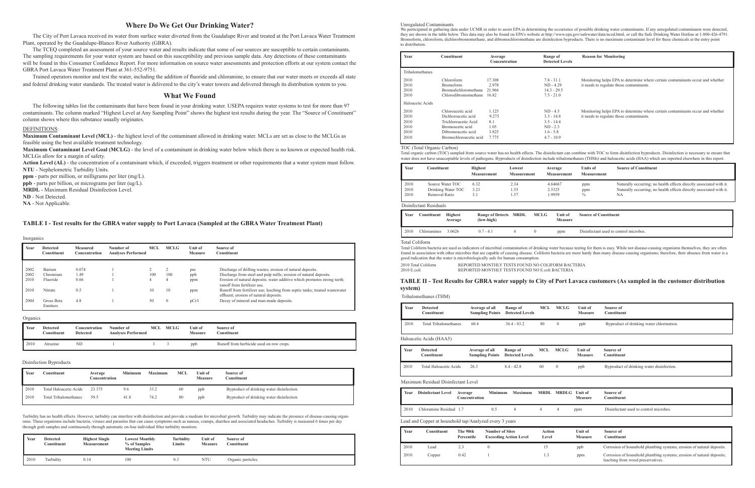## Where Do We Get Our Drinking Water?

The City of Port Lavaca received its water from surface water diverted from the Guadalupe River and treated at the Port Lavaca Water Treatment Plant, operated by the Guadalupe-Blanco River Authority (GBRA).

The TCEQ completed an assessment of your source water and results indicate that some of our sources are susceptible to certain contaminants. The sampling requirements for your water system are based on this susceptibility and previous sample data. Any detections of these contaminants will be found in this Consumer Confidence Report. For more information on source water assessments and protection efforts at our system contact the GBRA Port Lavaca Water Treatment Plant at 361-552-9751.

Trained operators monitor and test the water, including the addition of fluoride and chloramine, to ensure that our water meets or exceeds all state and federal drinking water standards. The treated water is delivered to the city's water towers and delivered through its distribution system to you.

## What We Found

The following tables list the contaminants that have been found in your drinking water. USEPA requires water systems to test for more than 97 contaminants. The column marked "Highest Level at Any Sampling Point" shows the highest test results during the year. The "Source of Constituent" column shows where this substance usually originates.

DEFINITIONS:

**Maximum Contaminant Level (MCL)** - the highest level of the contaminant allowed in drinking water. MCLs are set as close to the MCLGs as feasible using the best available treatment technology.

**Maximum Contaminant Level Goal (MCLG)** - the level of a contaminant in drinking water below which there is no known or expected health risk. MCLGs allow for a margin of safety.

**Action Level (AL)** - the concentration of a contaminant which, if exceeded, triggers treatment or other requirements that a water system must follow.

**NTU** - Nephelometric Turbidity Units.

**ppm** - parts per million, or milligrams per liter (mg/L).

**ppb** - parts per billion, or micrograms per liter (ug/L).

**MRDL** - Maximum Residual Disinfection Level.

**ND** - Not Detected.

**NA** - Not Applicable.

### TABLE I - Test results for the GBRA water supply to Port Lavaca (Sampled at the GBRA Water Treatment Plant)

Inorganics

| Year | Detected Constituent | Measured Concentration | Number of Analyses Performed | MCL | MCLG | Unit of Measure | Source of Constituent |
|---|---|---|---|---|---|---|---|
| 2002 | Barium | 0.074 | 1 | 2 | 2 | pm | Discharge of drilling wastes; erosion of natural deposits. |
| 2002 | Chromium | 1.49 | 1 | 100 | 100 | ppb | Discharge from steel and pulp mills; erosion of natural deposits. |
| 2010 | Fluoride | 0.66 | 1 | 4 | 4 | ppm | Erosion of natural deposits; water additive which promotes strong teeth; runoff from fertilizer use. |
| 2010 | Nitrate | 0.5 | 1 | 10 | 10 | ppm | Runoff from fertilizer use; leaching from septic tanks; treated wastewater effluent; erosion of natural deposits. |
| 2004 | Gross Beta Emitters | 4.8 | 1 | 50 | 0 | pCi/l | Decay of mineral and man-made deposits. |

Organics

| Year | Detected Constituent | Concentration Detected | Number of Analyses Performed | MCL | MCLG | Unit of Measure | Source of Constituent |
|---|---|---|---|---|---|---|---|
| 2010 | Atrazine | ND | 1 | 3 | 3 | ppb | Runoff from herbicide used on row crops. |

Disinfection Byproducts

| Year | Constituent | Average Concentration | Minimum | Maximum | MCL | Unit of Measure | Source of Constituent |
|---|---|---|---|---|---|---|---|
| 2010 | Total Haloacetic Acids | 23.375 | 9.6 | 33.2 | 60 | ppb | Byproduct of drinking water disinfection. |
| 2010 | Total Trihalomethanes | 59.5 | 41.8 | 74.2 | 80 | ppb | Byproduct of drinking water disinfection. |

Turbidity has no health effects. However, turbidity can interfere with disinfection and provide a medium for microbial growth. Turbidity may indicate the presence of disease-causing organisms. These organisms include bacteria, viruses and parasites that can cause symptoms such as nausea, cramps, diarrhea and associated headaches. Turbidity is measured 6 times per day through grab samples and continuously through automatic on-line individual filter turbidity monitors.

| Year | Detected Constituent | Highest Single Measurement | Lowest Monthly % of Samples Meeting Limits | Turbidity Limits | Unit of Measure | Source of Constituent |
|---|---|---|---|---|---|---|
| 2010 | Turbidity | 0.14 | 100 | 0.3 | NTU | Organic particles. |

Unregulated Contaminants

We participated in gathering data under UCMR in order to assist EPA in determining the occurrence of possible drinking water contaminants. If any unregulated contaminants were detected, they are shown in the table below. This data may also be found on EPA's website at http://www.epa.gov/safewater/data/ncod.html, or call the Safe Drinking Water Hotline at 1-800-426-4791. Bromoform, chloroform, dichlorobromomethane, and dibromochloromethane are disinfection byproducts. There is no maximum contaminant level for these chemicals at the entry point to distribution.

| Year | Constituent | Average Concentration | Range of Detected Levels | Reason for Monitoring |
|---|---|---|---|---|
| Trihalomethanes | | | | |
| 2010 | Chloroform | 17.308 | 7.8 - 31.1 | Monitoring helps EPA to determine where certain contaminants occur and whether it needs to regulate those contaminants. |
| 2010 | Bromoform | 2.978 | ND - 4.29 | |
| 2010 | Bromodichloromethane | 21.966 | 14.3 - 29.5 | |
| 2010 | Chlorodibromomethane | 16.82 | 7.5 - 21.0 | |
| Haloacetic Acids | | | | |
| 2010 | Chloroacetic acid | 1.125 | ND - 4.5 | Monitoring helps EPA to determine where certain contaminants occur and whether it needs to regulate those contaminants. |
| 2010 | Dichloroacetic acid | 9.275 | 3.3 - 14.8 | |
| 2010 | Trichloroacetic Acid | 8.1 | 3.5 - 14.4 | |
| 2010 | Bromoacetic acid | 1.05 | ND - 2.3 | |
| 2010 | Dibromoacetic acid | 3.825 | 1.6 - 5.8 | |
| 2010 | Bromochloroacetic acid | 7.775 | 4.7 - 10.9 | |

TOC (Total Organic Carbon)

Total organic carbon (TOC) sampled from source water has no health effects. The disinfectant can combine with TOC to form disinfection byproducts. Disinfection is necessary to ensure that water does not have unacceptable levels of pathogens. Byproducts of disinfection include trihalomethanes (THMs) and haloacetic acids (HAA) which are reported elsewhere in this report.

| Year | Constituent | Highest Measurement | Lowest Measurement | Average Measurement | Units of Measurement | Source of Constituent |
|---|---|---|---|---|---|---|
| 2010 | Source Water TOC | 6.32 | 2.34 | 4.64667 | ppm | Naturally occurring; no health effects directly associated with it. |
| 2010 | Drinking Water TOC | 3.23 | 1.55 | 2.5325 | ppm | Naturally occurring; no health effects directly associated with it. |
| 2010 | Removal Ratio | 3.1 | 1.57 | 1.9959 | % | NA |

Disinfectant Residuals

| Year | Constituent | Highest Average | Range of Detects (low-high) | MRDL | MCLG | Unit of Measure | Source of Constituent |
|---|---|---|---|---|---|---|---|
| 2010 | Chloramines | 3.0626 | 0.7 - 4.1 | 4 | 0 | ppm | Disinfectant used to control microbes. |

Total Coliform

Total Coliform bacteria are used as indicators of microbial contamination of drinking water because testing for them is easy. While not disease-causing organisms themselves, they are often found in association with other microbes that are capable of causing disease. Coliform bacteria are more hardy than many disease-causing organisms; therefore, their absence from water is a good indication that the water is microbiologically safe for human consumption.

2010 Total Coliform — REPORTED MONTHLY TESTS FOUND NO COLIFORM BACTERIA

2010 E.coli — REPORTED MONTHLY TESTS FOUND NO E.coli BACTERIA

### TABLE II - Test Results for GBRA water supply to City of Port Lavaca customers (As sampled in the customer distribution system)

Trihalomethanes (THM)

| Year | Detected Constituent | Average of all Sampling Points | Range of Detected Levels | MCL | MCLG | Unit of Measure | Source of Constituent |
|---|---|---|---|---|---|---|---|
| 2010 | Total Trihalomethanes | 60.4 | 36.4 - 83.2 | 80 | 0 | ppb | Byproduct of drinking water chlorination. |

Haloacetic Acids (HAA5)

| Year | Detected Constituent | Average of all Sampling Points | Range of Detected Levels | MCL | MCLG | Unit of Measure | Source of Constituent |
|---|---|---|---|---|---|---|---|
| 2010 | Total Haloacetic Acids | 26.3 | 8.4 - 42.8 | 60 | 0 | ppb | Byproduct of drinking water disinfection. |

Maximum Residual Disinfectant Level

| Year | Disinfectant Level | Average Concentration | Minimum | Maximum | MRDL | MRDLG | Unit of Measure | Source of Constituent |
|---|---|---|---|---|---|---|---|---|
| 2010 | Chloramine Residual | 1.7 | 0.5 | 4 | 4 | 4 | ppm | Disinfectant used to control microbes. |

Lead and Copper at household tap/Analyzed every 3 years

| Year | Constituent | The 90th Percentile | Number of Sites Exceeding Action Level | Action Level | Unit of Measure | Source of Constituent |
|---|---|---|---|---|---|---|
| 2010 | Lead | 2.3 | 0 | 15 | ppb | Corrosion of household plumbing systems; erosion of natural deposits. |
| 2010 | Copper | 0.42 | 1 | 1.3 | ppm | Corrosion of household plumbing systems; erosion of natural deposits; leaching from wood preservatives. |